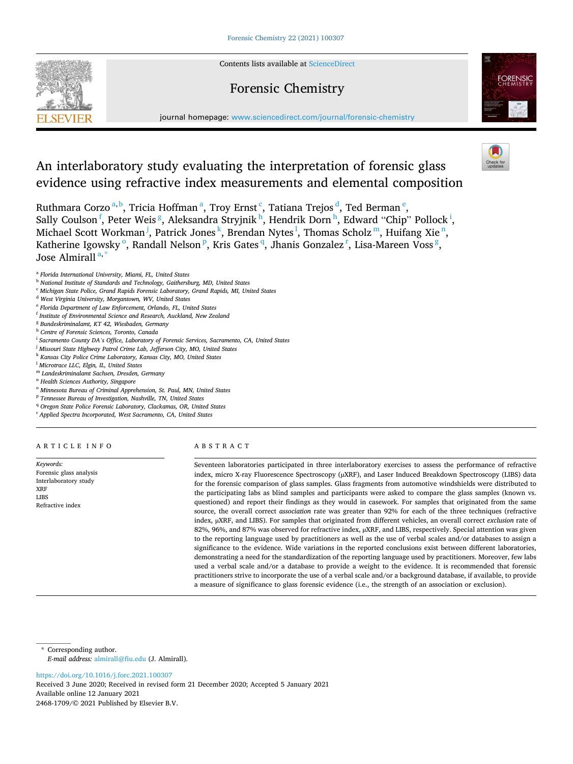# An interlaboratory study evaluating the interpretation of forensic glass evidence using refractive index measurements and elemental composition

Ruthmara Corzo[a,b], Tricia Hoffman[a], Troy Ernst[c], Tatiana Trejos[d], Ted Berman[e], Sally Coulson[f], Peter Weis[g], Aleksandra Stryjnik[h], Hendrik Dorn[h], Edward "Chip" Pollock[i], Michael Scott Workman[j], Patrick Jones[k], Brendan Nytes[l], Thomas Scholz[m], Huifang Xie[n], Katherine Igowsky[o], Randall Nelson[p], Kris Gates[q], Jhanis Gonzalez[r], Lisa-Mareen Voss[g], Jose Almirall[a,*]

[a] Florida International University, Miami, FL, United States
[b] National Institute of Standards and Technology, Gaithersburg, MD, United States
[c] Michigan State Police, Grand Rapids Forensic Laboratory, Grand Rapids, MI, United States
[d] West Virginia University, Morgantown, WV, United States
[e] Florida Department of Law Enforcement, Orlando, FL, United States
[f] Institute of Environmental Science and Research, Auckland, New Zealand
[g] Bundeskriminalamt, KT 42, Wiesbaden, Germany
[h] Centre of Forensic Sciences, Toronto, Canada
[i] Sacramento County DA's Office, Laboratory of Forensic Services, Sacramento, CA, United States
[j] Missouri State Highway Patrol Crime Lab, Jefferson City, MO, United States
[k] Kansas City Police Crime Laboratory, Kansas City, MO, United States
[l] Microtrace LLC, Elgin, IL, United States
[m] Landeskriminalamt Sachsen, Dresden, Germany
[n] Health Sciences Authority, Singapore
[o] Minnesota Bureau of Criminal Apprehension, St. Paul, MN, United States
[p] Tennessee Bureau of Investigation, Nashville, TN, United States
[q] Oregon State Police Forensic Laboratory, Clackamas, OR, United States
[r] Applied Spectra Incorporated, West Sacramento, CA, United States

## ARTICLE INFO

*Keywords:*
Forensic glass analysis
Interlaboratory study
XRF
LIBS
Refractive index

## ABSTRACT

Seventeen laboratories participated in three interlaboratory exercises to assess the performance of refractive index, micro X-ray Fluorescence Spectroscopy (μXRF), and Laser Induced Breakdown Spectroscopy (LIBS) data for the forensic comparison of glass samples. Glass fragments from automotive windshields were distributed to the participating labs as blind samples and participants were asked to compare the glass samples (known vs. questioned) and report their findings as they would in casework. For samples that originated from the same source, the overall correct *association* rate was greater than 92% for each of the three techniques (refractive index, μXRF, and LIBS). For samples that originated from different vehicles, an overall correct *exclusion* rate of 82%, 96%, and 87% was observed for refractive index, μXRF, and LIBS, respectively. Special attention was given to the reporting language used by practitioners as well as the use of verbal scales and/or databases to assign a significance to the evidence. Wide variations in the reported conclusions exist between different laboratories, demonstrating a need for the standardization of the reporting language used by practitioners. Moreover, few labs used a verbal scale and/or a database to provide a weight to the evidence. It is recommended that forensic practitioners strive to incorporate the use of a verbal scale and/or a background database, if available, to provide a measure of significance to glass forensic evidence (i.e., the strength of an association or exclusion).

---

* Corresponding author.
*E-mail address:* almirall@fiu.edu (J. Almirall).

https://doi.org/10.1016/j.forc.2021.100307
Received 3 June 2020; Received in revised form 21 December 2020; Accepted 5 January 2021
Available online 12 January 2021
2468-1709/© 2021 Published by Elsevier B.V.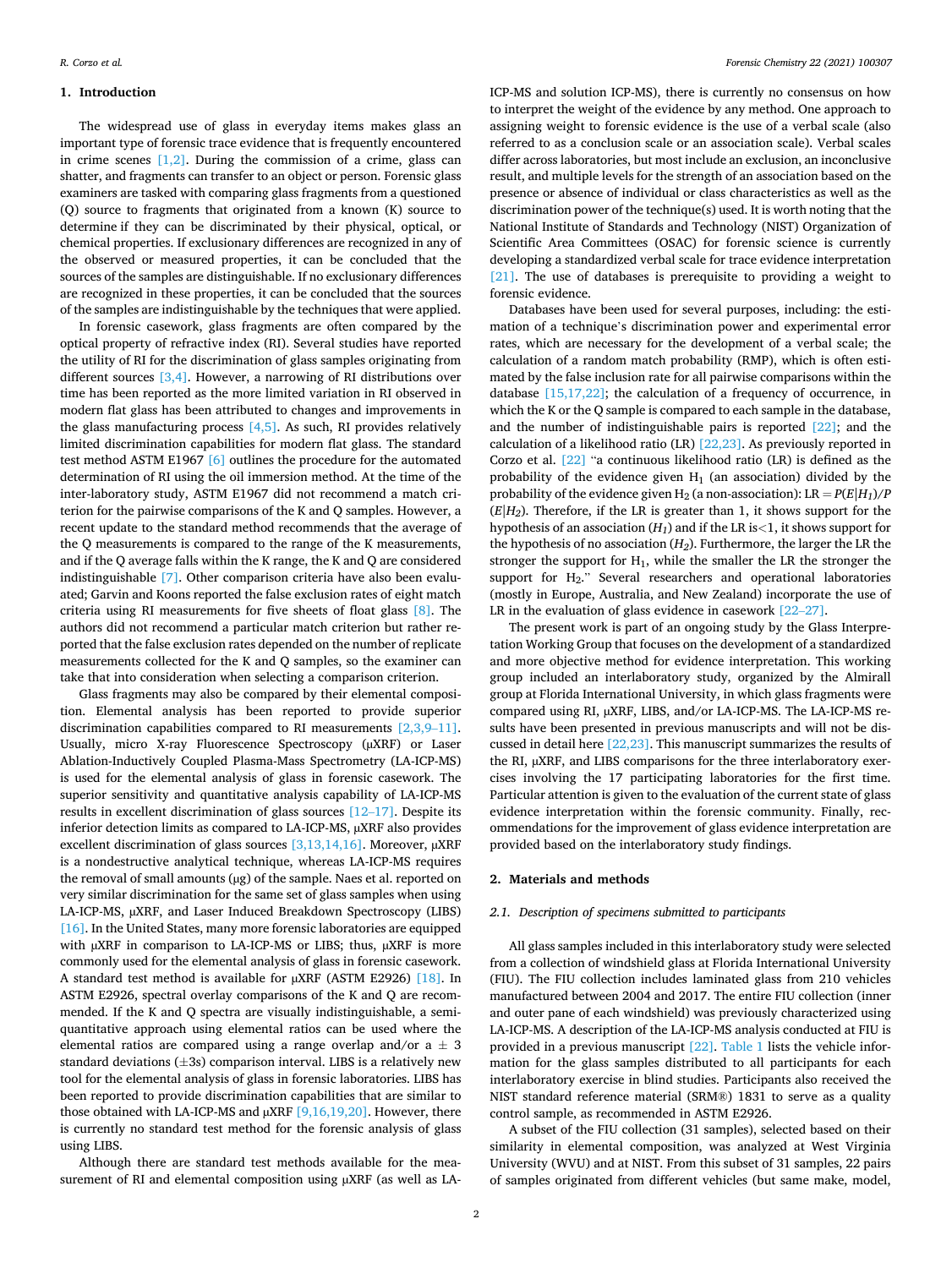## 1. Introduction

The widespread use of glass in everyday items makes glass an important type of forensic trace evidence that is frequently encountered in crime scenes [1,2]. During the commission of a crime, glass can shatter, and fragments can transfer to an object or person. Forensic glass examiners are tasked with comparing glass fragments from a questioned (Q) source to fragments that originated from a known (K) source to determine if they can be discriminated by their physical, optical, or chemical properties. If exclusionary differences are recognized in any of the observed or measured properties, it can be concluded that the sources of the samples are distinguishable. If no exclusionary differences are recognized in these properties, it can be concluded that the sources of the samples are indistinguishable by the techniques that were applied.

In forensic casework, glass fragments are often compared by the optical property of refractive index (RI). Several studies have reported the utility of RI for the discrimination of glass samples originating from different sources [3,4]. However, a narrowing of RI distributions over time has been reported as the more limited variation in RI observed in modern flat glass has been attributed to changes and improvements in the glass manufacturing process [4,5]. As such, RI provides relatively limited discrimination capabilities for modern flat glass. The standard test method ASTM E1967 [6] outlines the procedure for the automated determination of RI using the oil immersion method. At the time of the inter-laboratory study, ASTM E1967 did not recommend a match criterion for the pairwise comparisons of the K and Q samples. However, a recent update to the standard method recommends that the average of the Q measurements is compared to the range of the K measurements, and if the Q average falls within the K range, the K and Q are considered indistinguishable [7]. Other comparison criteria have also been evaluated; Garvin and Koons reported the false exclusion rates of eight match criteria using RI measurements for five sheets of float glass [8]. The authors did not recommend a particular match criterion but rather reported that the false exclusion rates depended on the number of replicate measurements collected for the K and Q samples, so the examiner can take that into consideration when selecting a comparison criterion.

Glass fragments may also be compared by their elemental composition. Elemental analysis has been reported to provide superior discrimination capabilities compared to RI measurements [2,3,9–11]. Usually, micro X-ray Fluorescence Spectroscopy (μXRF) or Laser Ablation-Inductively Coupled Plasma-Mass Spectrometry (LA-ICP-MS) is used for the elemental analysis of glass in forensic casework. The superior sensitivity and quantitative analysis capability of LA-ICP-MS results in excellent discrimination of glass sources [12–17]. Despite its inferior detection limits as compared to LA-ICP-MS, μXRF also provides excellent discrimination of glass sources [3,13,14,16]. Moreover, μXRF is a nondestructive analytical technique, whereas LA-ICP-MS requires the removal of small amounts (μg) of the sample. Naes et al. reported on very similar discrimination for the same set of glass samples when using LA-ICP-MS, μXRF, and Laser Induced Breakdown Spectroscopy (LIBS) [16]. In the United States, many more forensic laboratories are equipped with μXRF in comparison to LA-ICP-MS or LIBS; thus, μXRF is more commonly used for the elemental analysis of glass in forensic casework. A standard test method is available for μXRF (ASTM E2926) [18]. In ASTM E2926, spectral overlay comparisons of the K and Q are recommended. If the K and Q spectra are visually indistinguishable, a semi-quantitative approach using elemental ratios can be used where the elemental ratios are compared using a range overlap and/or a $\pm$ 3 standard deviations ($\pm$3s) comparison interval. LIBS is a relatively new tool for the elemental analysis of glass in forensic laboratories. LIBS has been reported to provide discrimination capabilities that are similar to those obtained with LA-ICP-MS and μXRF [9,16,19,20]. However, there is currently no standard test method for the forensic analysis of glass using LIBS.

Although there are standard test methods available for the measurement of RI and elemental composition using μXRF (as well as LA-ICP-MS and solution ICP-MS), there is currently no consensus on how to interpret the weight of the evidence by any method. One approach to assigning weight to forensic evidence is the use of a verbal scale (also referred to as a conclusion scale or an association scale). Verbal scales differ across laboratories, but most include an exclusion, an inconclusive result, and multiple levels for the strength of an association based on the presence or absence of individual or class characteristics as well as the discrimination power of the technique(s) used. It is worth noting that the National Institute of Standards and Technology (NIST) Organization of Scientific Area Committees (OSAC) for forensic science is currently developing a standardized verbal scale for trace evidence interpretation [21]. The use of databases is prerequisite to providing a weight to forensic evidence.

Databases have been used for several purposes, including: the estimation of a technique's discrimination power and experimental error rates, which are necessary for the development of a verbal scale; the calculation of a random match probability (RMP), which is often estimated by the false inclusion rate for all pairwise comparisons within the database [15,17,22]; the calculation of a frequency of occurrence, in which the K or the Q sample is compared to each sample in the database, and the number of indistinguishable pairs is reported [22]; and the calculation of a likelihood ratio (LR) [22,23]. As previously reported in Corzo et al. [22] "a continuous likelihood ratio (LR) is defined as the probability of the evidence given $H_1$ (an association) divided by the probability of the evidence given $H_2$ (a non-association): $LR = P(E|H_1)/P(E|H_2)$. Therefore, if the LR is greater than 1, it shows support for the hypothesis of an association ($H_1$) and if the LR is<1, it shows support for the hypothesis of no association ($H_2$). Furthermore, the larger the LR the stronger the support for $H_1$, while the smaller the LR the stronger the support for $H_2$." Several researchers and operational laboratories (mostly in Europe, Australia, and New Zealand) incorporate the use of LR in the evaluation of glass evidence in casework [22–27].

The present work is part of an ongoing study by the Glass Interpretation Working Group that focuses on the development of a standardized and more objective method for evidence interpretation. This working group included an interlaboratory study, organized by the Almirall group at Florida International University, in which glass fragments were compared using RI, μXRF, LIBS, and/or LA-ICP-MS. The LA-ICP-MS results have been presented in previous manuscripts and will not be discussed in detail here [22,23]. This manuscript summarizes the results of the RI, μXRF, and LIBS comparisons for the three interlaboratory exercises involving the 17 participating laboratories for the first time. Particular attention is given to the evaluation of the current state of glass evidence interpretation within the forensic community. Finally, recommendations for the improvement of glass evidence interpretation are provided based on the interlaboratory study findings.

## 2. Materials and methods

### 2.1. Description of specimens submitted to participants

All glass samples included in this interlaboratory study were selected from a collection of windshield glass at Florida International University (FIU). The FIU collection includes laminated glass from 210 vehicles manufactured between 2004 and 2017. The entire FIU collection (inner and outer pane of each windshield) was previously characterized using LA-ICP-MS. A description of the LA-ICP-MS analysis conducted at FIU is provided in a previous manuscript [22]. Table 1 lists the vehicle information for the glass samples distributed to all participants for each interlaboratory exercise in blind studies. Participants also received the NIST standard reference material (SRM®) 1831 to serve as a quality control sample, as recommended in ASTM E2926.

A subset of the FIU collection (31 samples), selected based on their similarity in elemental composition, was analyzed at West Virginia University (WVU) and at NIST. From this subset of 31 samples, 22 pairs of samples originated from different vehicles (but same make, model,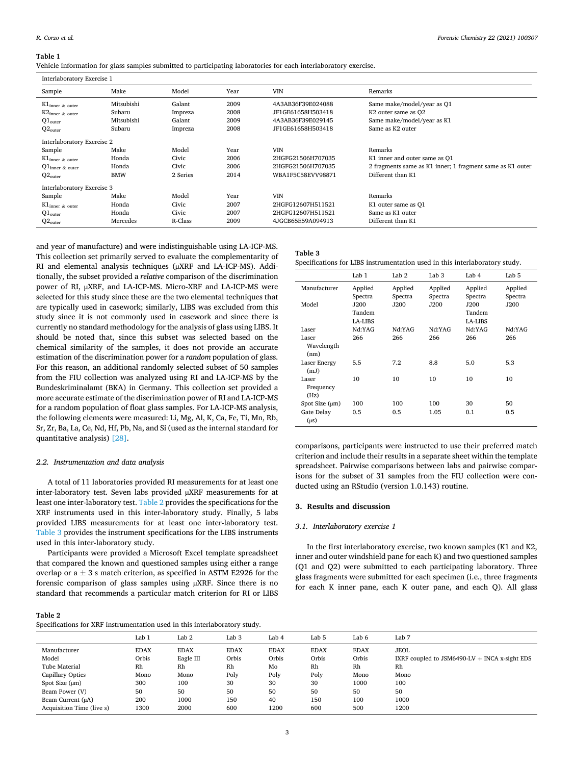**Table 1**
Vehicle information for glass samples submitted to participating laboratories for each interlaboratory exercise.

| Sample | Make | Model | Year | VIN | Remarks |
|---|---|---|---|---|---|
| **Interlaboratory Exercise 1** | | | | | |
| $K1_{inner\ \&\ outer}$ | Mitsubishi | Galant | 2009 | 4A3AB36F39E024088 | Same make/model/year as Q1 |
| $K2_{inner\ \&\ outer}$ | Subaru | Impreza | 2008 | JF1GE61658H503418 | K2 outer same as Q2 |
| $Q1_{outer}$ | Mitsubishi | Galant | 2009 | 4A3AB36F39E029145 | Same make/model/year as K1 |
| $Q2_{outer}$ | Subaru | Impreza | 2008 | JF1GE61658H503418 | Same as K2 outer |
| **Interlaboratory Exercise 2** | | | | | |
| Sample | Make | Model | Year | VIN | Remarks |
| $K1_{inner\ \&\ outer}$ | Honda | Civic | 2006 | 2HGFG21506H707035 | K1 inner and outer same as Q1 |
| $Q1_{inner\ \&\ outer}$ | Honda | Civic | 2006 | 2HGFG21506H707035 | 2 fragments same as K1 inner; 1 fragment same as K1 outer |
| $Q2_{outer}$ | BMW | 2 Series | 2014 | WBA1F5C58EVV98871 | Different than K1 |
| **Interlaboratory Exercise 3** | | | | | |
| Sample | Make | Model | Year | VIN | Remarks |
| $K1_{inner\ \&\ outer}$ | Honda | Civic | 2007 | 2HGFG12607H511521 | K1 outer same as Q1 |
| $Q1_{outer}$ | Honda | Civic | 2007 | 2HGFG12607H511521 | Same as K1 outer |
| $Q2_{outer}$ | Mercedes | R-Class | 2009 | 4JGCB65E59A094913 | Different than K1 |

and year of manufacture) and were indistinguishable using LA-ICP-MS. This collection set primarily served to evaluate the complementarity of RI and elemental analysis techniques (μXRF and LA-ICP-MS). Additionally, the subset provided a *relative* comparison of the discrimination power of RI, μXRF, and LA-ICP-MS. Micro-XRF and LA-ICP-MS were selected for this study since these are the two elemental techniques that are typically used in casework; similarly, LIBS was excluded from this study since it is not commonly used in casework and since there is currently no standard methodology for the analysis of glass using LIBS. It should be noted that, since this subset was selected based on the chemical similarity of the samples, it does not provide an accurate estimation of the discrimination power for a *random* population of glass. For this reason, an additional randomly selected subset of 50 samples from the FIU collection was analyzed using RI and LA-ICP-MS by the Bundeskriminalamt (BKA) in Germany. This collection set provided a more accurate estimate of the discrimination power of RI and LA-ICP-MS for a random population of float glass samples. For LA-ICP-MS analysis, the following elements were measured: Li, Mg, Al, K, Ca, Fe, Ti, Mn, Rb, Sr, Zr, Ba, La, Ce, Nd, Hf, Pb, Na, and Si (used as the internal standard for quantitative analysis) [28].

### 2.2. Instrumentation and data analysis

A total of 11 laboratories provided RI measurements for at least one inter-laboratory test. Seven labs provided μXRF measurements for at least one inter-laboratory test. Table 2 provides the specifications for the XRF instruments used in this inter-laboratory study. Finally, 5 labs provided LIBS measurements for at least one inter-laboratory test. Table 3 provides the instrument specifications for the LIBS instruments used in this inter-laboratory study.

Participants were provided a Microsoft Excel template spreadsheet that compared the known and questioned samples using either a range overlap or a ± 3 s match criterion, as specified in ASTM E2926 for the forensic comparison of glass samples using μXRF. Since there is no standard that recommends a particular match criterion for RI or LIBS comparisons, participants were instructed to use their preferred match criterion and include their results in a separate sheet within the template spreadsheet. Pairwise comparisons between labs and pairwise comparisons for the subset of 31 samples from the FIU collection were conducted using an RStudio (version 1.0.143) routine.

**Table 3**
Specifications for LIBS instrumentation used in this interlaboratory study.

| | Lab 1 | Lab 2 | Lab 3 | Lab 4 | Lab 5 |
|---|---|---|---|---|---|
| Manufacturer | Applied Spectra | Applied Spectra | Applied Spectra | Applied Spectra | Applied Spectra |
| Model | J200 Tandem LA-LIBS | J200 | J200 | J200 Tandem LA-LIBS | J200 |
| Laser | Nd:YAG | Nd:YAG | Nd:YAG | Nd:YAG | Nd:YAG |
| Laser Wavelength (nm) | 266 | 266 | 266 | 266 | 266 |
| Laser Energy (mJ) | 5.5 | 7.2 | 8.8 | 5.0 | 5.3 |
| Laser Frequency (Hz) | 10 | 10 | 10 | 10 | 10 |
| Spot Size (μm) | 100 | 100 | 100 | 30 | 50 |
| Gate Delay (μs) | 0.5 | 0.5 | 1.05 | 0.1 | 0.5 |

## 3. Results and discussion

### 3.1. Interlaboratory exercise 1

In the first interlaboratory exercise, two known samples (K1 and K2, inner and outer windshield pane for each K) and two questioned samples (Q1 and Q2) were submitted to each participating laboratory. Three glass fragments were submitted for each specimen (i.e., three fragments for each K inner pane, each K outer pane, and each Q). All glass

**Table 2**
Specifications for XRF instrumentation used in this interlaboratory study.

| | Lab 1 | Lab 2 | Lab 3 | Lab 4 | Lab 5 | Lab 6 | Lab 7 |
|---|---|---|---|---|---|---|---|
| Manufacturer | EDAX | EDAX | EDAX | EDAX | EDAX | EDAX | JEOL |
| Model | Orbis | Eagle III | Orbis | Orbis | Orbis | Orbis | IXRF coupled to JSM6490-LV + INCA x-sight EDS |
| Tube Material | Rh | Rh | Rh | Mo | Rh | Rh | Rh |
| Capillary Optics | Mono | Mono | Poly | Poly | Poly | Mono | Mono |
| Spot Size (μm) | 300 | 100 | 30 | 30 | 30 | 1000 | 100 |
| Beam Power (V) | 50 | 50 | 50 | 50 | 50 | 50 | 50 |
| Beam Current (μA) | 200 | 1000 | 150 | 40 | 150 | 100 | 1000 |
| Acquisition Time (live s) | 1300 | 2000 | 600 | 1200 | 600 | 500 | 1200 |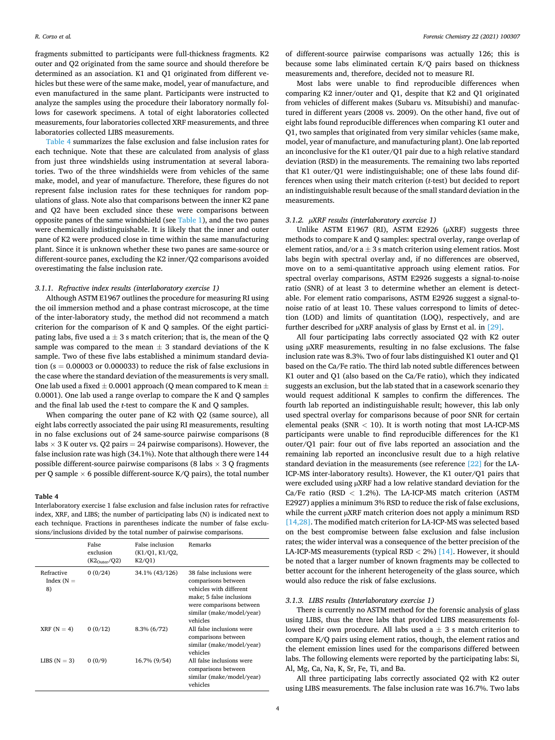fragments submitted to participants were full-thickness fragments. K2 outer and Q2 originated from the same source and should therefore be determined as an association. K1 and Q1 originated from different vehicles but these were of the same make, model, year of manufacture, and even manufactured in the same plant. Participants were instructed to analyze the samples using the procedure their laboratory normally follows for casework specimens. A total of eight laboratories collected measurements, four laboratories collected XRF measurements, and three laboratories collected LIBS measurements.

Table 4 summarizes the false exclusion and false inclusion rates for each technique. Note that these are calculated from analysis of glass from just three windshields using instrumentation at several laboratories. Two of the three windshields were from vehicles of the same make, model, and year of manufacture. Therefore, these figures do not represent false inclusion rates for these techniques for random populations of glass. Note also that comparisons between the inner K2 pane and Q2 have been excluded since these were comparisons between opposite panes of the same windshield (see Table 1), and the two panes were chemically indistinguishable. It is likely that the inner and outer pane of K2 were produced close in time within the same manufacturing plant. Since it is unknown whether these two panes are same-source or different-source panes, excluding the K2 inner/Q2 comparisons avoided overestimating the false inclusion rate.

#### 3.1.1. Refractive index results (interlaboratory exercise 1)

Although ASTM E1967 outlines the procedure for measuring RI using the oil immersion method and a phase contrast microscope, at the time of the inter-laboratory study, the method did not recommend a match criterion for the comparison of K and Q samples. Of the eight participating labs, five used a ± 3 s match criterion; that is, the mean of the Q sample was compared to the mean ± 3 standard deviations of the K sample. Two of these five labs established a minimum standard deviation (s = 0.00003 or 0.000033) to reduce the risk of false exclusions in the case where the standard deviation of the measurements is very small. One lab used a fixed ± 0.0001 approach (Q mean compared to K mean ± 0.0001). One lab used a range overlap to compare the K and Q samples and the final lab used the *t*-test to compare the K and Q samples.

When comparing the outer pane of K2 with Q2 (same source), all eight labs correctly associated the pair using RI measurements, resulting in no false exclusions out of 24 same-source pairwise comparisons (8 labs × 3 K outer vs. Q2 pairs = 24 pairwise comparisons). However, the false inclusion rate was high (34.1%). Note that although there were 144 possible different-source pairwise comparisons (8 labs × 3 Q fragments per Q sample × 6 possible different-source K/Q pairs), the total number of different-source pairwise comparisons was actually 126; this is because some labs eliminated certain K/Q pairs based on thickness measurements and, therefore, decided not to measure RI.

**Table 4**
Interlaboratory exercise 1 false exclusion and false inclusion rates for refractive index, XRF, and LIBS; the number of participating labs (N) is indicated next to each technique. Fractions in parentheses indicate the number of false exclusions/inclusions divided by the total number of pairwise comparisons.

| | False exclusion ($K2_{Outer}$/Q2) | False inclusion (K1/Q1, K1/Q2, K2/Q1) | Remarks |
|---|---|---|---|
| Refractive Index (N = 8) | 0 (0/24) | 34.1% (43/126) | 38 false inclusions were comparisons between vehicles with different make; 5 false inclusions were comparisons between similar (make/model/year) vehicles |
| XRF (N = 4) | 0 (0/12) | 8.3% (6/72) | All false inclusions were comparisons between similar (make/model/year) vehicles |
| LIBS (N = 3) | 0 (0/9) | 16.7% (9/54) | All false inclusions were comparisons between similar (make/model/year) vehicles |

Most labs were unable to find reproducible differences when comparing K2 inner/outer and Q1, despite that K2 and Q1 originated from vehicles of different makes (Subaru vs. Mitsubishi) and manufactured in different years (2008 vs. 2009). On the other hand, five out of eight labs found reproducible differences when comparing K1 outer and Q1, two samples that originated from very similar vehicles (same make, model, year of manufacture, and manufacturing plant). One lab reported an inconclusive for the K1 outer/Q1 pair due to a high relative standard deviation (RSD) in the measurements. The remaining two labs reported that K1 outer/Q1 were indistinguishable; one of these labs found differences when using their match criterion (*t*-test) but decided to report an indistinguishable result because of the small standard deviation in the measurements.

#### 3.1.2. μXRF results (interlaboratory exercise 1)

Unlike ASTM E1967 (RI), ASTM E2926 (μXRF) suggests three methods to compare K and Q samples: spectral overlay, range overlap of element ratios, and/or a ± 3 s match criterion using element ratios. Most labs begin with spectral overlay and, if no differences are observed, move on to a semi-quantitative approach using element ratios. For spectral overlay comparisons, ASTM E2926 suggests a signal-to-noise ratio (SNR) of at least 3 to determine whether an element is detectable. For element ratio comparisons, ASTM E2926 suggest a signal-to-noise ratio of at least 10. These values correspond to limits of detection (LOD) and limits of quantitation (LOQ), respectively, and are further described for μXRF analysis of glass by Ernst et al. in [29].

All four participating labs correctly associated Q2 with K2 outer using μXRF measurements, resulting in no false exclusions. The false inclusion rate was 8.3%. Two of four labs distinguished K1 outer and Q1 based on the Ca/Fe ratio. The third lab noted subtle differences between K1 outer and Q1 (also based on the Ca/Fe ratio), which they indicated suggests an exclusion, but the lab stated that in a casework scenario they would request additional K samples to confirm the differences. The fourth lab reported an indistinguishable result; however, this lab only used spectral overlay for comparisons because of poor SNR for certain elemental peaks (SNR < 10). It is worth noting that most LA-ICP-MS participants were unable to find reproducible differences for the K1 outer/Q1 pair: four out of five labs reported an association and the remaining lab reported an inconclusive result due to a high relative standard deviation in the measurements (see reference [22] for the LA-ICP-MS inter-laboratory results). However, the K1 outer/Q1 pairs that were excluded using μXRF had a low relative standard deviation for the Ca/Fe ratio (RSD < 1.2%). The LA-ICP-MS match criterion (ASTM E2927) applies a minimum 3% RSD to reduce the risk of false exclusions, while the current μXRF match criterion does not apply a minimum RSD [14,28]. The modified match criterion for LA-ICP-MS was selected based on the best compromise between false exclusion and false inclusion rates; the wider interval was a consequence of the better precision of the LA-ICP-MS measurements (typical RSD < 2%) [14]. However, it should be noted that a larger number of known fragments may be collected to better account for the inherent heterogeneity of the glass source, which would also reduce the risk of false exclusions.

#### 3.1.3. LIBS results (Interlaboratory exercise 1)

There is currently no ASTM method for the forensic analysis of glass using LIBS, thus the three labs that provided LIBS measurements followed their own procedure. All labs used a ± 3 s match criterion to compare K/Q pairs using element ratios, though, the element ratios and the element emission lines used for the comparisons differed between labs. The following elements were reported by the participating labs: Si, Al, Mg, Ca, Na, K, Sr, Fe, Ti, and Ba.

All three participating labs correctly associated Q2 with K2 outer using LIBS measurements. The false inclusion rate was 16.7%. Two labs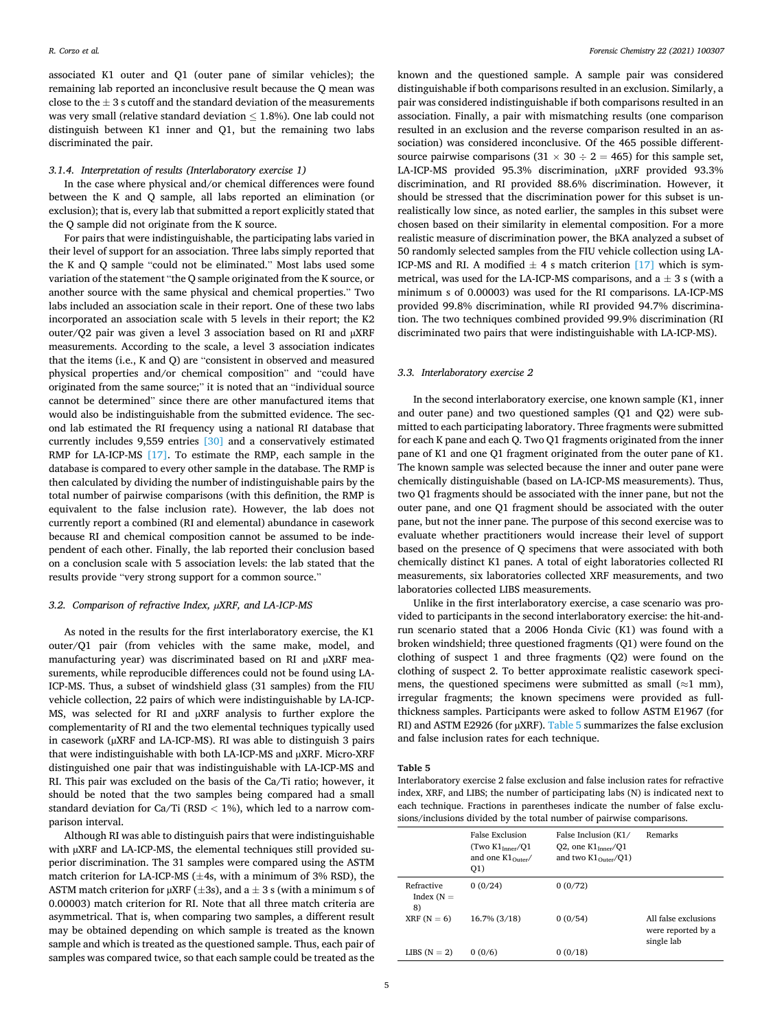associated K1 outer and Q1 (outer pane of similar vehicles); the remaining lab reported an inconclusive result because the Q mean was close to the ± 3 s cutoff and the standard deviation of the measurements was very small (relative standard deviation ≤ 1.8%). One lab could not distinguish between K1 inner and Q1, but the remaining two labs discriminated the pair.

#### 3.1.4. Interpretation of results (Interlaboratory exercise 1)

In the case where physical and/or chemical differences were found between the K and Q sample, all labs reported an elimination (or exclusion); that is, every lab that submitted a report explicitly stated that the Q sample did not originate from the K source.

For pairs that were indistinguishable, the participating labs varied in their level of support for an association. Three labs simply reported that the K and Q sample "could not be eliminated." Most labs used some variation of the statement "the Q sample originated from the K source, or another source with the same physical and chemical properties." Two labs included an association scale in their report. One of these two labs incorporated an association scale with 5 levels in their report; the K2 outer/Q2 pair was given a level 3 association based on RI and μXRF measurements. According to the scale, a level 3 association indicates that the items (i.e., K and Q) are "consistent in observed and measured physical properties and/or chemical composition" and "could have originated from the same source;" it is noted that an "individual source cannot be determined" since there are other manufactured items that would also be indistinguishable from the submitted evidence. The second lab estimated the RI frequency using a national RI database that currently includes 9,559 entries [30] and a conservatively estimated RMP for LA-ICP-MS [17]. To estimate the RMP, each sample in the database is compared to every other sample in the database. The RMP is then calculated by dividing the number of indistinguishable pairs by the total number of pairwise comparisons (with this definition, the RMP is equivalent to the false inclusion rate). However, the lab does not currently report a combined (RI and elemental) abundance in casework because RI and chemical composition cannot be assumed to be independent of each other. Finally, the lab reported their conclusion based on a conclusion scale with 5 association levels: the lab stated that the results provide "very strong support for a common source."

### 3.2. Comparison of refractive Index, μXRF, and LA-ICP-MS

As noted in the results for the first interlaboratory exercise, the K1 outer/Q1 pair (from vehicles with the same make, model, and manufacturing year) was discriminated based on RI and μXRF measurements, while reproducible differences could not be found using LA-ICP-MS. Thus, a subset of windshield glass (31 samples) from the FIU vehicle collection, 22 pairs of which were indistinguishable by LA-ICP-MS, was selected for RI and μXRF analysis to further explore the complementarity of RI and the two elemental techniques typically used in casework (μXRF and LA-ICP-MS). RI was able to distinguish 3 pairs that were indistinguishable with both LA-ICP-MS and μXRF. Micro-XRF distinguished one pair that was indistinguishable with LA-ICP-MS and RI. This pair was excluded on the basis of the Ca/Ti ratio; however, it should be noted that the two samples being compared had a small standard deviation for Ca/Ti (RSD < 1%), which led to a narrow comparison interval.

Although RI was able to distinguish pairs that were indistinguishable with μXRF and LA-ICP-MS, the elemental techniques still provided superior discrimination. The 31 samples were compared using the ASTM match criterion for LA-ICP-MS (±4s, with a minimum of 3% RSD), the ASTM match criterion for μXRF (±3s), and a ± 3 s (with a minimum s of 0.00003) match criterion for RI. Note that all three match criteria are asymmetrical. That is, when comparing two samples, a different result may be obtained depending on which sample is treated as the known sample and which is treated as the questioned sample. Thus, each pair of samples was compared twice, so that each sample could be treated as the known and the questioned sample. A sample pair was considered distinguishable if both comparisons resulted in an exclusion. Similarly, a pair was considered indistinguishable if both comparisons resulted in an association. Finally, a pair with mismatching results (one comparison resulted in an exclusion and the reverse comparison resulted in an association) was considered inconclusive. Of the 465 possible different-source pairwise comparisons (31 × 30 ÷ 2 = 465) for this sample set, LA-ICP-MS provided 95.3% discrimination, μXRF provided 93.3% discrimination, and RI provided 88.6% discrimination. However, it should be stressed that the discrimination power for this subset is unrealistically low since, as noted earlier, the samples in this subset were chosen based on their similarity in elemental composition. For a more realistic measure of discrimination power, the BKA analyzed a subset of 50 randomly selected samples from the FIU vehicle collection using LA-ICP-MS and RI. A modified ± 4 s match criterion [17] which is symmetrical, was used for the LA-ICP-MS comparisons, and a ± 3 s (with a minimum s of 0.00003) was used for the RI comparisons. LA-ICP-MS provided 99.8% discrimination, while RI provided 94.7% discrimination. The two techniques combined provided 99.9% discrimination (RI discriminated two pairs that were indistinguishable with LA-ICP-MS).

### 3.3. Interlaboratory exercise 2

In the second interlaboratory exercise, one known sample (K1, inner and outer pane) and two questioned samples (Q1 and Q2) were submitted to each participating laboratory. Three fragments were submitted for each K pane and each Q. Two Q1 fragments originated from the inner pane of K1 and one Q1 fragment originated from the outer pane of K1. The known sample was selected because the inner and outer pane were chemically distinguishable (based on LA-ICP-MS measurements). Thus, two Q1 fragments should be associated with the inner pane, but not the outer pane, and one Q1 fragment should be associated with the outer pane, but not the inner pane. The purpose of this second exercise was to evaluate whether practitioners would increase their level of support based on the presence of Q specimens that were associated with both chemically distinct K1 panes. A total of eight laboratories collected RI measurements, six laboratories collected XRF measurements, and two laboratories collected LIBS measurements.

Unlike in the first interlaboratory exercise, a case scenario was provided to participants in the second interlaboratory exercise: the hit-and-run scenario stated that a 2006 Honda Civic (K1) was found with a broken windshield; three questioned fragments (Q1) were found on the clothing of suspect 1 and three fragments (Q2) were found on the clothing of suspect 2. To better approximate realistic casework specimens, the questioned specimens were submitted as small (≈1 mm), irregular fragments; the known specimens were provided as full-thickness samples. Participants were asked to follow ASTM E1967 (for RI) and ASTM E2926 (for μXRF). Table 5 summarizes the false exclusion and false inclusion rates for each technique.

**Table 5**
Interlaboratory exercise 2 false exclusion and false inclusion rates for refractive index, XRF, and LIBS; the number of participating labs (N) is indicated next to each technique. Fractions in parentheses indicate the number of false exclusions/inclusions divided by the total number of pairwise comparisons.

| | False Exclusion (Two $K1_{Inner}$/Q1 and one $K1_{Outer}$/Q1) | False Inclusion ($K1$/Q2, one $K1_{Inner}$/Q1 and two $K1_{Outer}$/Q1) | Remarks |
|---|---|---|---|
| Refractive Index (N = 8) | 0 (0/24) | 0 (0/72) | |
| XRF (N = 6) | 16.7% (3/18) | 0 (0/54) | All false exclusions were reported by a single lab |
| LIBS (N = 2) | 0 (0/6) | 0 (0/18) | |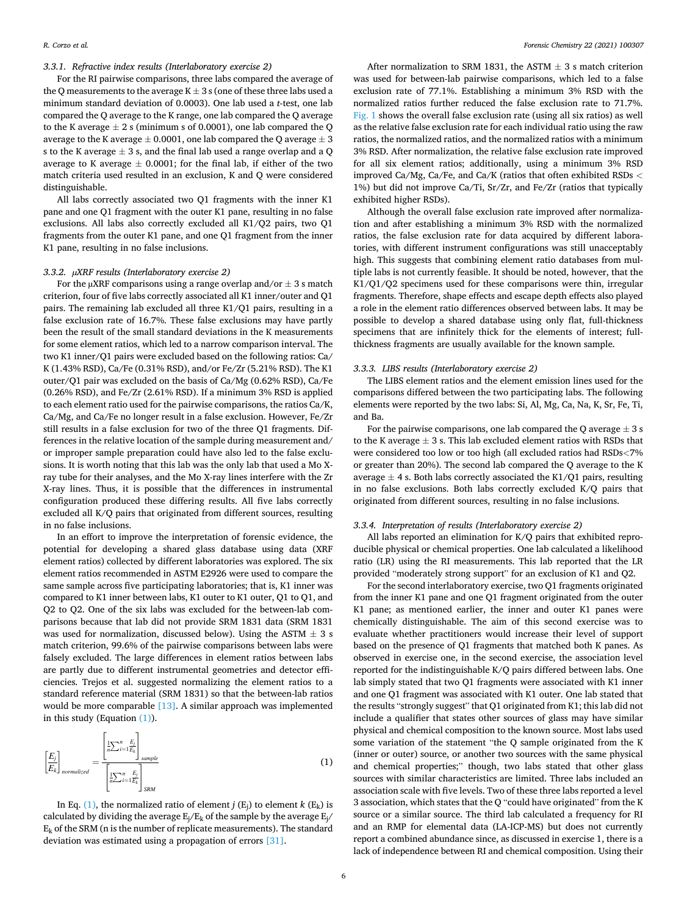### 3.3.1. Refractive index results (Interlaboratory exercise 2)

For the RI pairwise comparisons, three labs compared the average of the Q measurements to the average K ± 3 s (one of these three labs used a minimum standard deviation of 0.0003). One lab used a *t*-test, one lab compared the Q average to the K range, one lab compared the Q average to the K average ± 2 s (minimum s of 0.0001), one lab compared the Q average to the K average ± 0.0001, one lab compared the Q average ± 3 s to the K average ± 3 s, and the final lab used a range overlap and a Q average to K average ± 0.0001; for the final lab, if either of the two match criteria used resulted in an exclusion, K and Q were considered distinguishable.

All labs correctly associated two Q1 fragments with the inner K1 pane and one Q1 fragment with the outer K1 pane, resulting in no false exclusions. All labs also correctly excluded all K1/Q2 pairs, two Q1 fragments from the outer K1 pane, and one Q1 fragment from the inner K1 pane, resulting in no false inclusions.

### 3.3.2. μXRF results (Interlaboratory exercise 2)

For the μXRF comparisons using a range overlap and/or ± 3 s match criterion, four of five labs correctly associated all K1 inner/outer and Q1 pairs. The remaining lab excluded all three K1/Q1 pairs, resulting in a false exclusion rate of 16.7%. These false exclusions may have partly been the result of the small standard deviations in the K measurements for some element ratios, which led to a narrow comparison interval. The two K1 inner/Q1 pairs were excluded based on the following ratios: Ca/K (1.43% RSD), Ca/Fe (0.31% RSD), and/or Fe/Zr (5.21% RSD). The K1 outer/Q1 pair was excluded on the basis of Ca/Mg (0.62% RSD), Ca/Fe (0.26% RSD), and Fe/Zr (2.61% RSD). If a minimum 3% RSD is applied to each element ratio used for the pairwise comparisons, the ratios Ca/K, Ca/Mg, and Ca/Fe no longer result in a false exclusion. However, Fe/Zr still results in a false exclusion for two of the three Q1 fragments. Differences in the relative location of the sample during measurement and/or improper sample preparation could have also led to the false exclusions. It is worth noting that this lab was the only lab that used a Mo X-ray tube for their analyses, and the Mo X-ray lines interfere with the Zr X-ray lines. Thus, it is possible that the differences in instrumental configuration produced these differing results. All five labs correctly excluded all K/Q pairs that originated from different sources, resulting in no false inclusions.

In an effort to improve the interpretation of forensic evidence, the potential for developing a shared glass database using data (XRF element ratios) collected by different laboratories was explored. The six element ratios recommended in ASTM E2926 were used to compare the same sample across five participating laboratories; that is, K1 inner was compared to K1 inner between labs, K1 outer to K1 outer, Q1 to Q1, and Q2 to Q2. One of the six labs was excluded for the between-lab comparisons because that lab did not provide SRM 1831 data (SRM 1831 was used for normalization, discussed below). Using the ASTM ± 3 s match criterion, 99.6% of the pairwise comparisons between labs were falsely excluded. The large differences in element ratios between labs are partly due to different instrumental geometries and detector efficiencies. Trejos et al. suggested normalizing the element ratios to a standard reference material (SRM 1831) so that the between-lab ratios would be more comparable [13]. A similar approach was implemented in this study (Equation (1)).

$$\left[\frac{E_j}{E_k}\right]_{normalized} = \frac{\left[\frac{1}{n}\sum_{i=1}^{n}\frac{E_j}{E_k}\right]_{sample}}{\left[\frac{1}{n}\sum_{i=1}^{n}\frac{E_j}{E_k}\right]_{SRM}} \tag{1}$$

In Eq. (1), the normalized ratio of element *j* ($E_j$) to element *k* ($E_k$) is calculated by dividing the average $E_j/E_k$ of the sample by the average $E_j/E_k$ of the SRM (n is the number of replicate measurements). The standard deviation was estimated using a propagation of errors [31].

After normalization to SRM 1831, the ASTM ± 3 s match criterion was used for between-lab pairwise comparisons, which led to a false exclusion rate of 77.1%. Establishing a minimum 3% RSD with the normalized ratios further reduced the false exclusion rate to 71.7%. Fig. 1 shows the overall false exclusion rate (using all six ratios) as well as the relative false exclusion rate for each individual ratio using the raw ratios, the normalized ratios, and the normalized ratios with a minimum 3% RSD. After normalization, the relative false exclusion rate improved for all six element ratios; additionally, using a minimum 3% RSD improved Ca/Mg, Ca/Fe, and Ca/K (ratios that often exhibited RSDs < 1%) but did not improve Ca/Ti, Sr/Zr, and Fe/Zr (ratios that typically exhibited higher RSDs).

Although the overall false exclusion rate improved after normalization and after establishing a minimum 3% RSD with the normalized ratios, the false exclusion rate for data acquired by different laboratories, with different instrument configurations was still unacceptably high. This suggests that combining element ratio databases from multiple labs is not currently feasible. It should be noted, however, that the K1/Q1/Q2 specimens used for these comparisons were thin, irregular fragments. Therefore, shape effects and escape depth effects also played a role in the element ratio differences observed between labs. It may be possible to develop a shared database using only flat, full-thickness specimens that are infinitely thick for the elements of interest; full-thickness fragments are usually available for the known sample.

### 3.3.3. LIBS results (Interlaboratory exercise 2)

The LIBS element ratios and the element emission lines used for the comparisons differed between the two participating labs. The following elements were reported by the two labs: Si, Al, Mg, Ca, Na, K, Sr, Fe, Ti, and Ba.

For the pairwise comparisons, one lab compared the Q average ± 3 s to the K average ± 3 s. This lab excluded element ratios with RSDs that were considered too low or too high (all excluded ratios had RSDs<7% or greater than 20%). The second lab compared the Q average to the K average ± 4 s. Both labs correctly associated the K1/Q1 pairs, resulting in no false exclusions. Both labs correctly excluded K/Q pairs that originated from different sources, resulting in no false inclusions.

### 3.3.4. Interpretation of results (Interlaboratory exercise 2)

All labs reported an elimination for K/Q pairs that exhibited reproducible physical or chemical properties. One lab calculated a likelihood ratio (LR) using the RI measurements. This lab reported that the LR provided "moderately strong support" for an exclusion of K1 and Q2.

For the second interlaboratory exercise, two Q1 fragments originated from the inner K1 pane and one Q1 fragment originated from the outer K1 pane; as mentioned earlier, the inner and outer K1 panes were chemically distinguishable. The aim of this second exercise was to evaluate whether practitioners would increase their level of support based on the presence of Q1 fragments that matched both K panes. As observed in exercise one, in the second exercise, the association level reported for the indistinguishable K/Q pairs differed between labs. One lab simply stated that two Q1 fragments were associated with K1 inner and one Q1 fragment was associated with K1 outer. One lab stated that the results "strongly suggest" that Q1 originated from K1; this lab did not include a qualifier that states other sources of glass may have similar physical and chemical composition to the known source. Most labs used some variation of the statement "the Q sample originated from the K (inner or outer) source, or another two sources with the same physical and chemical properties;" though, two labs stated that other glass sources with similar characteristics are limited. Three labs included an association scale with five levels. Two of these three labs reported a level 3 association, which states that the Q "could have originated" from the K source or a similar source. The third lab calculated a frequency for RI and an RMP for elemental data (LA-ICP-MS) but does not currently report a combined abundance since, as discussed in exercise 1, there is a lack of independence between RI and chemical composition. Using their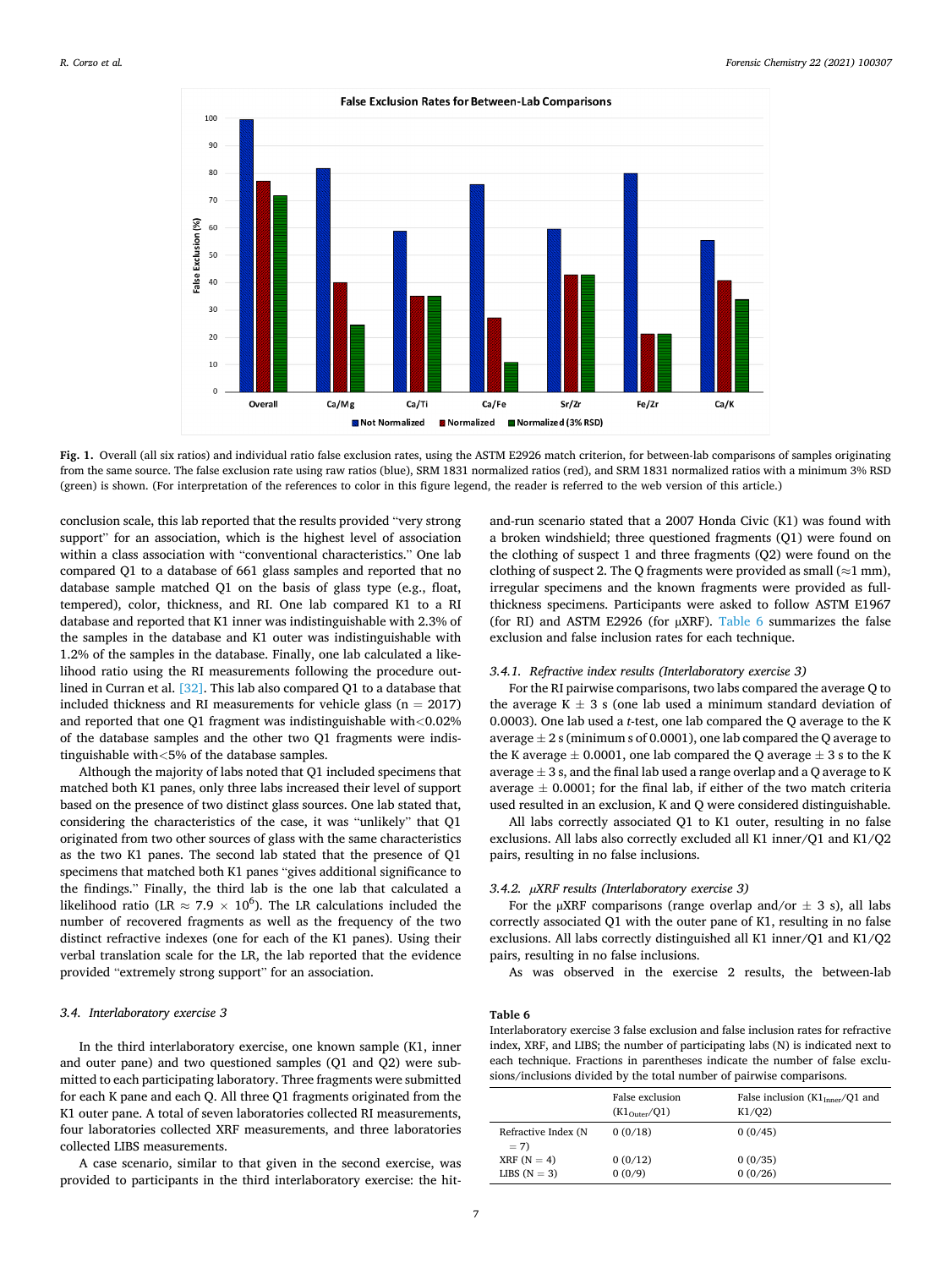**Fig. 1.** Overall (all six ratios) and individual ratio false exclusion rates, using the ASTM E2926 match criterion, for between-lab comparisons of samples originating from the same source. The false exclusion rate using raw ratios (blue), SRM 1831 normalized ratios (red), and SRM 1831 normalized ratios with a minimum 3% RSD (green) is shown. (For interpretation of the references to color in this figure legend, the reader is referred to the web version of this article.)

conclusion scale, this lab reported that the results provided "very strong support" for an association, which is the highest level of association within a class association with "conventional characteristics." One lab compared Q1 to a database of 661 glass samples and reported that no database sample matched Q1 on the basis of glass type (e.g., float, tempered), color, thickness, and RI. One lab compared K1 to a RI database and reported that K1 inner was indistinguishable with 2.3% of the samples in the database and K1 outer was indistinguishable with 1.2% of the samples in the database. Finally, one lab calculated a likelihood ratio using the RI measurements following the procedure outlined in Curran et al. [32]. This lab also compared Q1 to a database that included thickness and RI measurements for vehicle glass (n = 2017) and reported that one Q1 fragment was indistinguishable with<0.02% of the database samples and the other two Q1 fragments were indistinguishable with<5% of the database samples.

Although the majority of labs noted that Q1 included specimens that matched both K1 panes, only three labs increased their level of support based on the presence of two distinct glass sources. One lab stated that, considering the characteristics of the case, it was "unlikely" that Q1 originated from two other sources of glass with the same characteristics as the two K1 panes. The second lab stated that the presence of Q1 specimens that matched both K1 panes "gives additional significance to the findings." Finally, the third lab is the one lab that calculated a likelihood ratio (LR $\approx 7.9 \times 10^6$). The LR calculations included the number of recovered fragments as well as the frequency of the two distinct refractive indexes (one for each of the K1 panes). Using their verbal translation scale for the LR, the lab reported that the evidence provided "extremely strong support" for an association.

### 3.4. Interlaboratory exercise 3

In the third interlaboratory exercise, one known sample (K1, inner and outer pane) and two questioned samples (Q1 and Q2) were submitted to each participating laboratory. Three fragments were submitted for each K pane and each Q. All three Q1 fragments originated from the K1 outer pane. A total of seven laboratories collected RI measurements, four laboratories collected XRF measurements, and three laboratories collected LIBS measurements.

A case scenario, similar to that given in the second exercise, was provided to participants in the third interlaboratory exercise: the hit-and-run scenario stated that a 2007 Honda Civic (K1) was found with a broken windshield; three questioned fragments (Q1) were found on the clothing of suspect 1 and three fragments (Q2) were found on the clothing of suspect 2. The Q fragments were provided as small (≈1 mm), irregular specimens and the known fragments were provided as full-thickness specimens. Participants were asked to follow ASTM E1967 (for RI) and ASTM E2926 (for μXRF). Table 6 summarizes the false exclusion and false inclusion rates for each technique.

#### 3.4.1. Refractive index results (Interlaboratory exercise 3)

For the RI pairwise comparisons, two labs compared the average Q to the average K ± 3 s (one lab used a minimum standard deviation of 0.0003). One lab used a *t*-test, one lab compared the Q average to the K average ± 2 s (minimum s of 0.0001), one lab compared the Q average to the K average ± 0.0001, one lab compared the Q average ± 3 s to the K average ± 3 s, and the final lab used a range overlap and a Q average to K average ± 0.0001; for the final lab, if either of the two match criteria used resulted in an exclusion, K and Q were considered distinguishable.

All labs correctly associated Q1 to K1 outer, resulting in no false exclusions. All labs also correctly excluded all K1 inner/Q1 and K1/Q2 pairs, resulting in no false inclusions.

#### 3.4.2. μXRF results (Interlaboratory exercise 3)

For the μXRF comparisons (range overlap and/or ± 3 s), all labs correctly associated Q1 with the outer pane of K1, resulting in no false exclusions. All labs correctly distinguished all K1 inner/Q1 and K1/Q2 pairs, resulting in no false inclusions.

As was observed in the exercise 2 results, the between-lab

**Table 6**
Interlaboratory exercise 3 false exclusion and false inclusion rates for refractive index, XRF, and LIBS; the number of participating labs (N) is indicated next to each technique. Fractions in parentheses indicate the number of false exclusions/inclusions divided by the total number of pairwise comparisons.

| | False exclusion ($K1_{Outer}$/Q1) | False inclusion ($K1_{Inner}$/Q1 and K1/Q2) |
|---|---|---|
| Refractive Index (N = 7) | 0 (0/18) | 0 (0/45) |
| XRF (N = 4) | 0 (0/12) | 0 (0/35) |
| LIBS (N = 3) | 0 (0/9) | 0 (0/26) |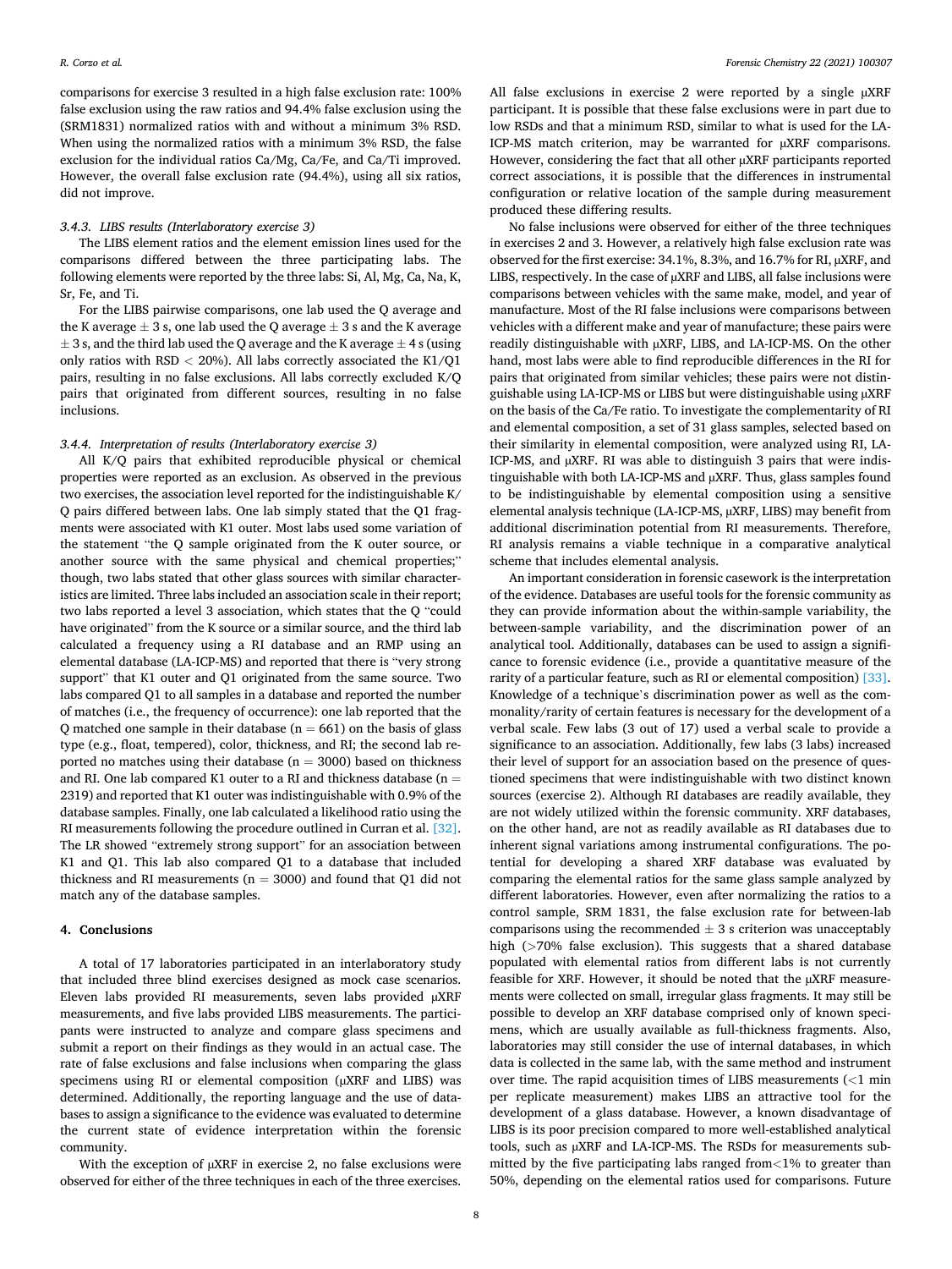comparisons for exercise 3 resulted in a high false exclusion rate: 100% false exclusion using the raw ratios and 94.4% false exclusion using the (SRM1831) normalized ratios with and without a minimum 3% RSD. When using the normalized ratios with a minimum 3% RSD, the false exclusion for the individual ratios Ca/Mg, Ca/Fe, and Ca/Ti improved. However, the overall false exclusion rate (94.4%), using all six ratios, did not improve.

### 3.4.3. LIBS results (Interlaboratory exercise 3)

The LIBS element ratios and the element emission lines used for the comparisons differed between the three participating labs. The following elements were reported by the three labs: Si, Al, Mg, Ca, Na, K, Sr, Fe, and Ti.

For the LIBS pairwise comparisons, one lab used the Q average and the K average ± 3 s, one lab used the Q average ± 3 s and the K average ± 3 s, and the third lab used the Q average and the K average ± 4 s (using only ratios with RSD < 20%). All labs correctly associated the K1/Q1 pairs, resulting in no false exclusions. All labs correctly excluded K/Q pairs that originated from different sources, resulting in no false inclusions.

### 3.4.4. Interpretation of results (Interlaboratory exercise 3)

All K/Q pairs that exhibited reproducible physical or chemical properties were reported as an exclusion. As observed in the previous two exercises, the association level reported for the indistinguishable K/Q pairs differed between labs. One lab simply stated that the Q1 fragments were associated with K1 outer. Most labs used some variation of the statement "the Q sample originated from the K outer source, or another source with the same physical and chemical properties;" though, two labs stated that other glass sources with similar characteristics are limited. Three labs included an association scale in their report; two labs reported a level 3 association, which states that the Q "could have originated" from the K source or a similar source, and the third lab calculated a frequency using a RI database and an RMP using an elemental database (LA-ICP-MS) and reported that there is "very strong support" that K1 outer and Q1 originated from the same source. Two labs compared Q1 to all samples in a database and reported the number of matches (i.e., the frequency of occurrence): one lab reported that the Q matched one sample in their database (n = 661) on the basis of glass type (e.g., float, tempered), color, thickness, and RI; the second lab reported no matches using their database (n = 3000) based on thickness and RI. One lab compared K1 outer to a RI and thickness database (n = 2319) and reported that K1 outer was indistinguishable with 0.9% of the database samples. Finally, one lab calculated a likelihood ratio using the RI measurements following the procedure outlined in Curran et al. [32]. The LR showed "extremely strong support" for an association between K1 and Q1. This lab also compared Q1 to a database that included thickness and RI measurements (n = 3000) and found that Q1 did not match any of the database samples.

## 4. Conclusions

A total of 17 laboratories participated in an interlaboratory study that included three blind exercises designed as mock case scenarios. Eleven labs provided RI measurements, seven labs provided μXRF measurements, and five labs provided LIBS measurements. The participants were instructed to analyze and compare glass specimens and submit a report on their findings as they would in an actual case. The rate of false exclusions and false inclusions when comparing the glass specimens using RI or elemental composition (μXRF and LIBS) was determined. Additionally, the reporting language and the use of databases to assign a significance to the evidence was evaluated to determine the current state of evidence interpretation within the forensic community.

With the exception of μXRF in exercise 2, no false exclusions were observed for either of the three techniques in each of the three exercises. All false exclusions in exercise 2 were reported by a single μXRF participant. It is possible that these false exclusions were in part due to low RSDs and that a minimum RSD, similar to what is used for the LA-ICP-MS match criterion, may be warranted for μXRF comparisons. However, considering the fact that all other μXRF participants reported correct associations, it is possible that the differences in instrumental configuration or relative location of the sample during measurement produced these differing results.

No false inclusions were observed for either of the three techniques in exercises 2 and 3. However, a relatively high false exclusion rate was observed for the first exercise: 34.1%, 8.3%, and 16.7% for RI, μXRF, and LIBS, respectively. In the case of μXRF and LIBS, all false inclusions were comparisons between vehicles with the same make, model, and year of manufacture. Most of the RI false inclusions were comparisons between vehicles with a different make and year of manufacture; these pairs were readily distinguishable with μXRF, LIBS, and LA-ICP-MS. On the other hand, most labs were able to find reproducible differences in the RI for pairs that originated from similar vehicles; these pairs were not distinguishable using LA-ICP-MS or LIBS but were distinguishable using μXRF on the basis of the Ca/Fe ratio. To investigate the complementarity of RI and elemental composition, a set of 31 glass samples, selected based on their similarity in elemental composition, were analyzed using RI, LA-ICP-MS, and μXRF. RI was able to distinguish 3 pairs that were indistinguishable with both LA-ICP-MS and μXRF. Thus, glass samples found to be indistinguishable by elemental composition using a sensitive elemental analysis technique (LA-ICP-MS, μXRF, LIBS) may benefit from additional discrimination potential from RI measurements. Therefore, RI analysis remains a viable technique in a comparative analytical scheme that includes elemental analysis.

An important consideration in forensic casework is the interpretation of the evidence. Databases are useful tools for the forensic community as they can provide information about the within-sample variability, the between-sample variability, and the discrimination power of an analytical tool. Additionally, databases can be used to assign a significance to forensic evidence (i.e., provide a quantitative measure of the rarity of a particular feature, such as RI or elemental composition) [33]. Knowledge of a technique's discrimination power as well as the commonality/rarity of certain features is necessary for the development of a verbal scale. Few labs (3 out of 17) used a verbal scale to provide a significance to an association. Additionally, few labs (3 labs) increased their level of support for an association based on the presence of questioned specimens that were indistinguishable with two distinct known sources (exercise 2). Although RI databases are readily available, they are not widely utilized within the forensic community. XRF databases, on the other hand, are not as readily available as RI databases due to inherent signal variations among instrumental configurations. The potential for developing a shared XRF database was evaluated by comparing the elemental ratios for the same glass sample analyzed by different laboratories. However, even after normalizing the ratios to a control sample, SRM 1831, the false exclusion rate for between-lab comparisons using the recommended ± 3 s criterion was unacceptably high (>70% false exclusion). This suggests that a shared database populated with elemental ratios from different labs is not currently feasible for XRF. However, it should be noted that the μXRF measurements were collected on small, irregular glass fragments. It may still be possible to develop an XRF database comprised only of known specimens, which are usually available as full-thickness fragments. Also, laboratories may still consider the use of internal databases, in which data is collected in the same lab, with the same method and instrument over time. The rapid acquisition times of LIBS measurements (<1 min per replicate measurement) makes LIBS an attractive tool for the development of a glass database. However, a known disadvantage of LIBS is its poor precision compared to more well-established analytical tools, such as μXRF and LA-ICP-MS. The RSDs for measurements submitted by the five participating labs ranged from<1% to greater than 50%, depending on the elemental ratios used for comparisons. Future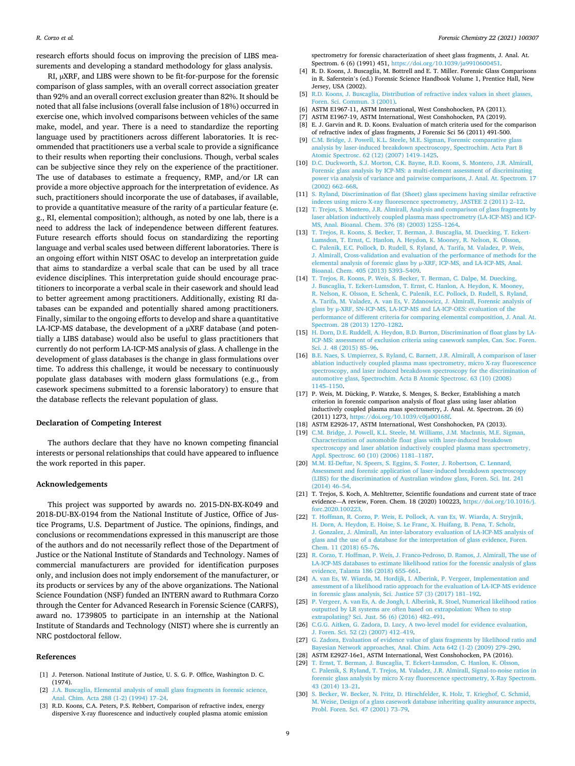research efforts should focus on improving the precision of LIBS measurements and developing a standard methodology for glass analysis.

RI, μXRF, and LIBS were shown to be fit-for-purpose for the forensic comparison of glass samples, with an overall correct association greater than 92% and an overall correct exclusion greater than 82%. It should be noted that all false inclusions (overall false inclusion of 18%) occurred in exercise one, which involved comparisons between vehicles of the same make, model, and year. There is a need to standardize the reporting language used by practitioners across different laboratories. It is recommended that practitioners use a verbal scale to provide a significance to their results when reporting their conclusions. Though, verbal scales can be subjective since they rely on the experience of the practitioner. The use of databases to estimate a frequency, RMP, and/or LR can provide a more objective approach for the interpretation of evidence. As such, practitioners should incorporate the use of databases, if available, to provide a quantitative measure of the rarity of a particular feature (e.g., RI, elemental composition); although, as noted by one lab, there is a need to address the lack of independence between different features. Future research efforts should focus on standardizing the reporting language and verbal scales used between different laboratories. There is an ongoing effort within NIST OSAC to develop an interpretation guide that aims to standardize a verbal scale that can be used by all trace evidence disciplines. This interpretation guide should encourage practitioners to incorporate a verbal scale in their casework and should lead to better agreement among practitioners. Additionally, existing RI databases can be expanded and potentially shared among practitioners. Finally, similar to the ongoing efforts to develop and share a quantitative LA-ICP-MS database, the development of a μXRF database (and potentially a LIBS database) would also be useful to glass practitioners that currently do not perform LA-ICP-MS analysis of glass. A challenge in the development of glass databases is the change in glass formulations over time. To address this challenge, it would be necessary to continuously populate glass databases with modern glass formulations (e.g., from casework specimens submitted to a forensic laboratory) to ensure that the database reflects the relevant population of glass.

## Declaration of Competing Interest

The authors declare that they have no known competing financial interests or personal relationships that could have appeared to influence the work reported in this paper.

## Acknowledgements

This project was supported by awards no. 2015-DN-BX-K049 and 2018-DU-BX-0194 from the National Institute of Justice, Office of Justice Programs, U.S. Department of Justice. The opinions, findings, and conclusions or recommendations expressed in this manuscript are those of the authors and do not necessarily reflect those of the Department of Justice or the National Institute of Standards and Technology. Names of commercial manufacturers are provided for identification purposes only, and inclusion does not imply endorsement of the manufacturer, or its products or services by any of the above organizations. The National Science Foundation (NSF) funded an INTERN award to Ruthmara Corzo through the Center for Advanced Research in Forensic Science (CARFS), award no. 1739805 to participate in an internship at the National Institute of Standards and Technology (NIST) where she is currently an NRC postdoctoral fellow.

## References

[1] J. Peterson. National Institute of Justice, U. S. G. P. Office, Washington D. C. (1974).

[2] J.A. Buscaglia, Elemental analysis of small glass fragments in forensic science, Anal. Chim. Acta 288 (1-2) (1994) 17–24.

[3] R.D. Koons, C.A. Peters, P.S. Rebbert, Comparison of refractive index, energy dispersive X-ray fluorescence and inductively coupled plasma atomic emission spectrometry for forensic characterization of sheet glass fragments, J. Anal. At. Spectrom. 6 (6) (1991) 451, https://doi.org/10.1039/ja9910600451.

[4] R. D. Koons, J. Buscaglia, M. Bottrell and E. T. Miller. Forensic Glass Comparisons in R. Saferstein's (ed.) Forensic Science Handbook Volume 1, Prentice Hall, New Jersey, USA (2002).

[5] R.D. Koons, J. Buscaglia, Distribution of refractive index values in sheet glasses, Foren. Sci. Commun. 3 (2001).

[6] ASTM E1967-11, ASTM International, West Conshohocken, PA (2011).

[7] ASTM E1967-19, ASTM International, West Conshohocken, PA (2019).

[8] E. J. Garvin and R. D. Koons. Evaluation of match criteria used for the comparison of refractive index of glass fragments, J Forensic Sci 56 (2011) 491-500.

[9] C.M. Bridge, J. Powell, K.L. Steele, M.E. Sigman, Forensic comparative glass analysis by laser-induced breakdown spectroscopy, Spectrochim. Acta Part B Atomic Spectrosc. 62 (12) (2007) 1419–1425.

[10] D.C. Duckworth, S.J. Morton, C.K. Bayne, R.D. Koons, S. Montero, J.R. Almirall, Forensic glass analysis by ICP-MS: a multi-element assessment of discriminating power via analysis of variance and pairwise comparisons, J. Anal. At. Spectrom. 17 (2002) 662–668.

[11] S. Ryland, Discrimination of flat (Sheet) glass specimens having similar refractive indeces using micro X-ray fluorescence spectrometry, JASTEE 2 (2011) 2–12.

[12] T. Trejos, S. Montero, J.R. Almirall, Analysis and comparison of glass fragments by laser ablation inductively coupled plasma mass spectrometry (LA-ICP-MS) and ICP-MS, Anal. Bioanal. Chem. 376 (8) (2003) 1255–1264.

[13] T. Trejos, R. Koons, S. Becker, T. Berman, J. Buscaglia, M. Duecking, T. Eckert-Lumsdon, T. Ernst, C. Hanlon, A. Heydon, K. Mooney, R. Nelson, K. Olsson, C. Palenik, E.C. Pollock, D. Rudell, S. Ryland, A. Tarifa, M. Valadez, P. Weis, J. Almirall, Cross-validation and evaluation of the performance of methods for the elemental analysis of forensic glass by μ-XRF, ICP-MS, and LA-ICP-MS, Anal. Bioanal. Chem. 405 (2013) 5393–5409.

[14] T. Trejos, R. Koons, P. Weis, S. Becker, T. Berman, C. Dalpe, M. Duecking, J. Buscaglia, T. Eckert-Lumsdon, T. Ernst, C. Hanlon, A. Heydon, K. Mooney, R. Nelson, K. Olsson, E. Schenk, C. Palenik, E.C. Pollock, D. Rudell, S. Ryland, A. Tarifa, M. Valadez, A. van Es, V. Zdanowicz, J. Almirall, Forensic analysis of glass by μ-XRF, SN-ICP-MS, LA-ICP-MS and LA-ICP-OES: evaluation of the performance of different criteria for comparing elemental composition, J. Anal. At. Spectrom. 28 (2013) 1270–1282.

[15] H. Dorn, D.E. Ruddell, A. Heydon, B.D. Burton, Discrimination of float glass by LA-ICP-MS: assessment of exclusion criteria using casework samples, Can. Soc. Foren. Sci. J. 48 (2015) 85–96.

[16] B.E. Naes, S. Umpierrez, S. Ryland, C. Barnett, J.R. Almirall, A comparison of laser ablation inductively coupled plasma mass spectrometry, micro X-ray fluorescence spectroscopy, and laser induced breakdown spectroscopy for the discrimination of automotive glass, Spectrochim. Acta B Atomic Spectrosc. 63 (10) (2008) 1145–1150.

[17] P. Weis, M. Dücking, P. Watzke, S. Menges, S. Becker, Establishing a match criterion in forensic comparison analysis of float glass using laser ablation inductively coupled plasma mass spectrometry, J. Anal. At. Spectrom. 26 (6) (2011) 1273, https://doi.org/10.1039/c0ja00168f.

[18] ASTM E2926-17, ASTM International, West Conshohocken, PA (2013).

[19] C.M. Bridge, J. Powell, K.L. Steele, M. Williams, J.M. MacInnis, M.E. Sigman, Characterization of automobile float glass with laser-induced breakdown spectroscopy and laser ablation inductively coupled plasma mass spectrometry, Appl. Spectrosc. 60 (10) (2006) 1181–1187.

[20] M.M. El-Deftar, N. Speers, S. Eggins, S. Foster, J. Robertson, C. Lennard, Assessment and forensic application of laser-induced breakdown spectroscopy (LIBS) for the discrimination of Australian window glass, Foren. Sci. Int. 241 (2014) 46–54.

[21] T. Trejos, S. Koch, A. Mehltretter, Scientific foundations and current state of trace evidence—A review, Foren. Chem. 18 (2020) 100223, https://doi.org/10.1016/j.forc.2020.100223.

[22] T. Hoffman, R. Corzo, P. Weis, E. Pollock, A. van Es, W. Wiarda, A. Stryjnik, H. Dorn, A. Heydon, E. Hoise, S. Le Franc, X. Huifang, B. Pena, T. Scholz, J. Gonzalez, J. Almirall, An inter-laboratory evaluation of LA-ICP-MS analysis of glass and the use of a database for the interpretation of glass evidence, Foren. Chem. 11 (2018) 65–76.

[23] R. Corzo, T. Hoffman, P. Weis, J. Franco-Pedroso, D. Ramos, J. Almirall, The use of LA-ICP-MS databases to estimate likelihood ratios for the forensic analysis of glass evidence, Talanta 186 (2018) 655–661.

[24] A. van Es, W. Wiarda, M. Hordijk, I. Alberink, P. Vergeer, Implementation and assessment of a likelihood ratio approach for the evaluation of LA-ICP-MS evidence in forensic glass analysis, Sci. Justice 57 (3) (2017) 181–192.

[25] P. Vergeer, A. van Es, A. de Jongh, I. Alberink, R. Stoel, Numerical likelihood ratios outputted by LR systems are often based on extrapolation: When to stop extrapolating? Sci. Just. 56 (6) (2016) 482–491.

[26] C.G.G. Aitken, G. Zadora, D. Lucy, A two-level model for evidence evaluation, J. Foren. Sci. 52 (2) (2007) 412–419.

[27] G. Zadora, Evaluation of evidence value of glass fragments by likelihood ratio and Bayesian Network approaches, Anal. Chim. Acta 642 (1-2) (2009) 279–290.

[28] ASTM E2927-16e1, ASTM International, West Conshohocken, PA (2016).

[29] T. Ernst, T. Berman, J. Buscaglia, T. Eckert-Lumsdon, C. Hanlon, K. Olsson, C. Palenik, S. Ryland, T. Trejos, M. Valadez, J.R. Almirall, Signal-to-noise ratios in forensic glass analysis by micro X-ray fluorescence spectrometry, X-Ray Spectrom. 43 (2014) 13–21.

[30] S. Becker, W. Becker, N. Fritz, D. Hirschfelder, K. Holz, T. Krieghof, C. Schmid, M. Weise, Design of a glass casework database inheriting quality assurance aspects, Probl. Foren. Sci. 47 (2001) 73–79.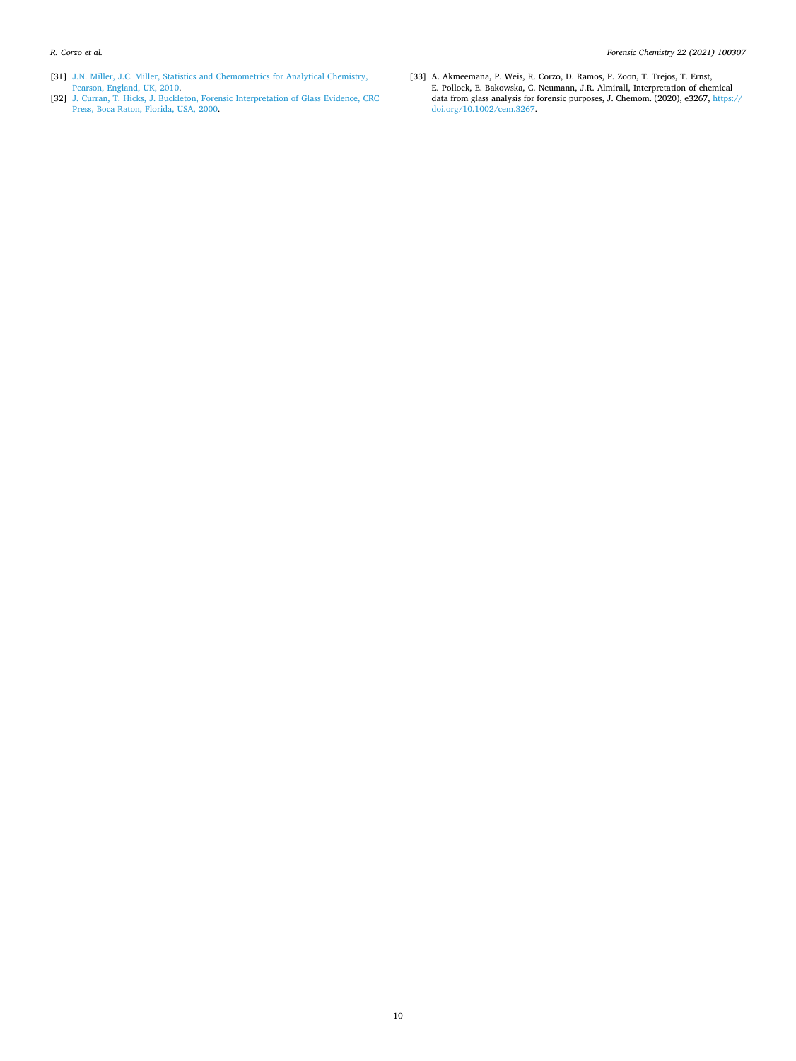[31] J.N. Miller, J.C. Miller, Statistics and Chemometrics for Analytical Chemistry, Pearson, England, UK, 2010.

[32] J. Curran, T. Hicks, J. Buckleton, Forensic Interpretation of Glass Evidence, CRC Press, Boca Raton, Florida, USA, 2000.

[33] A. Akmeemana, P. Weis, R. Corzo, D. Ramos, P. Zoon, T. Trejos, T. Ernst, E. Pollock, E. Bakowska, C. Neumann, J.R. Almirall, Interpretation of chemical data from glass analysis for forensic purposes, J. Chemom. (2020), e3267, https://doi.org/10.1002/cem.3267.